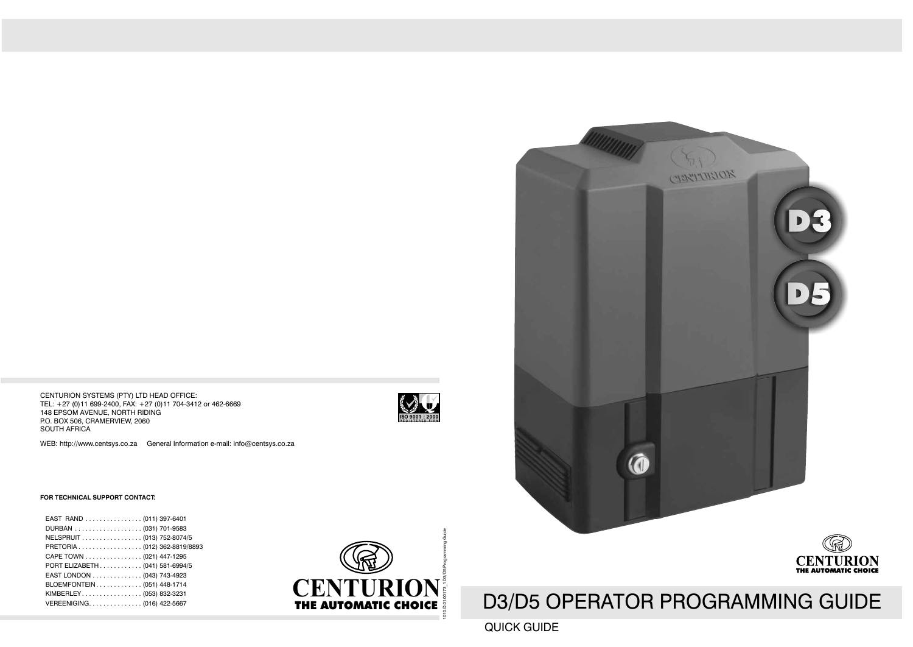CENTURION SYSTEMS (PTY) LTD HEAD OFFICE:
TEL: +27 (0)11 699-2400, FAX: +27 (0)11 704-3412 or 462-6669
148 EPSOM AVENUE, NORTH RIDING
P.O. BOX 506, CRAMERVIEW, 2060
SOUTH AFRICA

WEB: http://www.centsys.co.za General Information e-mail: info@centsys.co.za

ISO 9001 : 2000 REGISTERED FIRM

**FOR TECHNICAL SUPPORT CONTACT:**

EAST RAND . . . . . . . . . . . . . . . . (011) 397-6401
DURBAN . . . . . . . . . . . . . . . . . . . (031) 701-9583
NELSPRUIT . . . . . . . . . . . . . . . . . (013) 752-8074/5
PRETORIA . . . . . . . . . . . . . . . . . . (012) 362-8819/8893
CAPE TOWN . . . . . . . . . . . . . . . . (021) 447-1295
PORT ELIZABETH . . . . . . . . . . . . (041) 581-6994/5
EAST LONDON . . . . . . . . . . . . . . (043) 743-4923
BLOEMFONTEIN . . . . . . . . . . . . . (051) 448-1714
KIMBERLEY . . . . . . . . . . . . . . . . . (053) 832-3231
VEREENIGING. . . . . . . . . . . . . . . (016) 422-5667

CENTURION
THE AUTOMATIC CHOICE

1010.D.01.0017 3_1D3/D5 Programming Guide

D3

D5

CENTURION
THE AUTOMATIC CHOICE

# D3/D5 OPERATOR PROGRAMMING GUIDE

QUICK GUIDE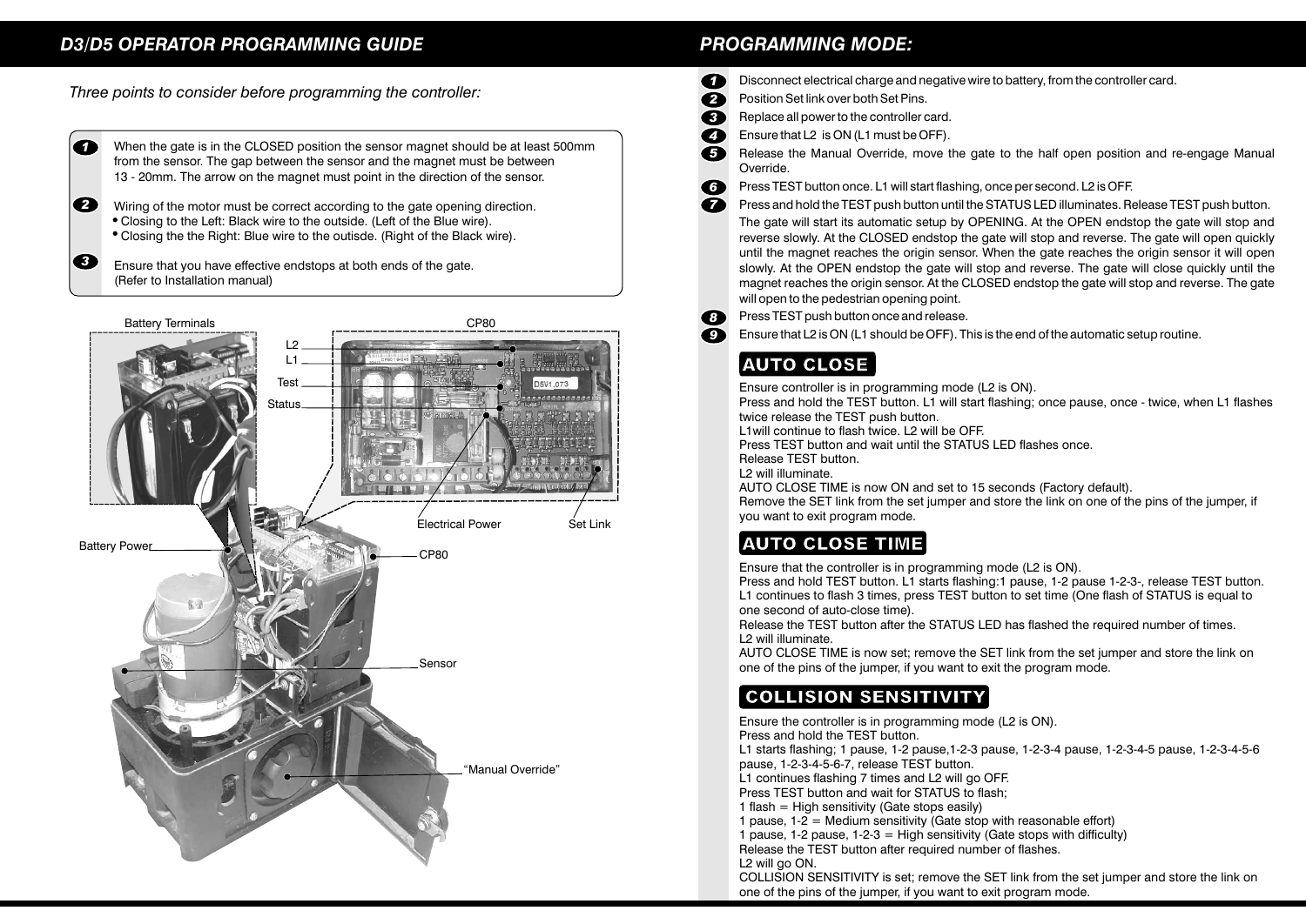## D3/D5 OPERATOR PROGRAMMING GUIDE

*Three points to consider before programming the controller:*

1. When the gate is in the CLOSED position the sensor magnet should be at least 500mm from the sensor. The gap between the sensor and the magnet must be between 13 - 20mm. The arrow on the magnet must point in the direction of the sensor.

2. Wiring of the motor must be correct according to the gate opening direction.
   - Closing to the Left: Black wire to the outside. (Left of the Blue wire).
   - Closing the the Right: Blue wire to the outisde. (Right of the Black wire).

3. Ensure that you have effective endstops at both ends of the gate. (Refer to Installation manual)

Battery Terminals
CP80
L2
L1
Test
Status
Electrical Power
Set Link
Battery Power
CP80
Sensor
"Manual Override"

## PROGRAMMING MODE:

1. Disconnect electrical charge and negative wire to battery, from the controller card.
2. Position Set link over both Set Pins.
3. Replace all power to the controller card.
4. Ensure that L2 is ON (L1 must be OFF).
5. Release the Manual Override, move the gate to the half open position and re-engage Manual Override.
6. Press TEST button once. L1 will start flashing, once per second. L2 is OFF.
7. Press and hold the TEST push button until the STATUS LED illuminates. Release TEST push button.
   The gate will start its automatic setup by OPENING. At the OPEN endstop the gate will stop and reverse slowly. At the CLOSED endstop the gate will stop and reverse. The gate will open quickly until the magnet reaches the origin sensor. When the gate reaches the origin sensor it will open slowly. At the OPEN endstop the gate will stop and reverse. The gate will close quickly until the magnet reaches the origin sensor. At the CLOSED endstop the gate will stop and reverse. The gate will open to the pedestrian opening point.
8. Press TEST push button once and release.
9. Ensure that L2 is ON (L1 should be OFF). This is the end of the automatic setup routine.

### AUTO CLOSE

Ensure controller is in programming mode (L2 is ON).
Press and hold the TEST button. L1 will start flashing; once pause, once - twice, when L1 flashes twice release the TEST push button.
L1will continue to flash twice. L2 will be OFF.
Press TEST button and wait until the STATUS LED flashes once.
Release TEST button.
L2 will illuminate.
AUTO CLOSE TIME is now ON and set to 15 seconds (Factory default).
Remove the SET link from the set jumper and store the link on one of the pins of the jumper, if you want to exit program mode.

### AUTO CLOSE TIME

Ensure that the controller is in programming mode (L2 is ON).
Press and hold TEST button. L1 starts flashing:1 pause, 1-2 pause 1-2-3-, release TEST button.
L1 continues to flash 3 times, press TEST button to set time (One flash of STATUS is equal to one second of auto-close time).
Release the TEST button after the STATUS LED has flashed the required number of times.
L2 will illuminate.
AUTO CLOSE TIME is now set; remove the SET link from the set jumper and store the link on one of the pins of the jumper, if you want to exit the program mode.

### COLLISION SENSITIVITY

Ensure the controller is in programming mode (L2 is ON).
Press and hold the TEST button.
L1 starts flashing; 1 pause, 1-2 pause,1-2-3 pause, 1-2-3-4 pause, 1-2-3-4-5 pause, 1-2-3-4-5-6 pause, 1-2-3-4-5-6-7, release TEST button.
L1 continues flashing 7 times and L2 will go OFF.
Press TEST button and wait for STATUS to flash;
1 flash = High sensitivity (Gate stops easily)
1 pause, 1-2 = Medium sensitivity (Gate stop with reasonable effort)
1 pause, 1-2 pause, 1-2-3 = High sensitivity (Gate stops with difficulty)
Release the TEST button after required number of flashes.
L2 will go ON.
COLLISION SENSITIVITY is set; remove the SET link from the set jumper and store the link on one of the pins of the jumper, if you want to exit program mode.